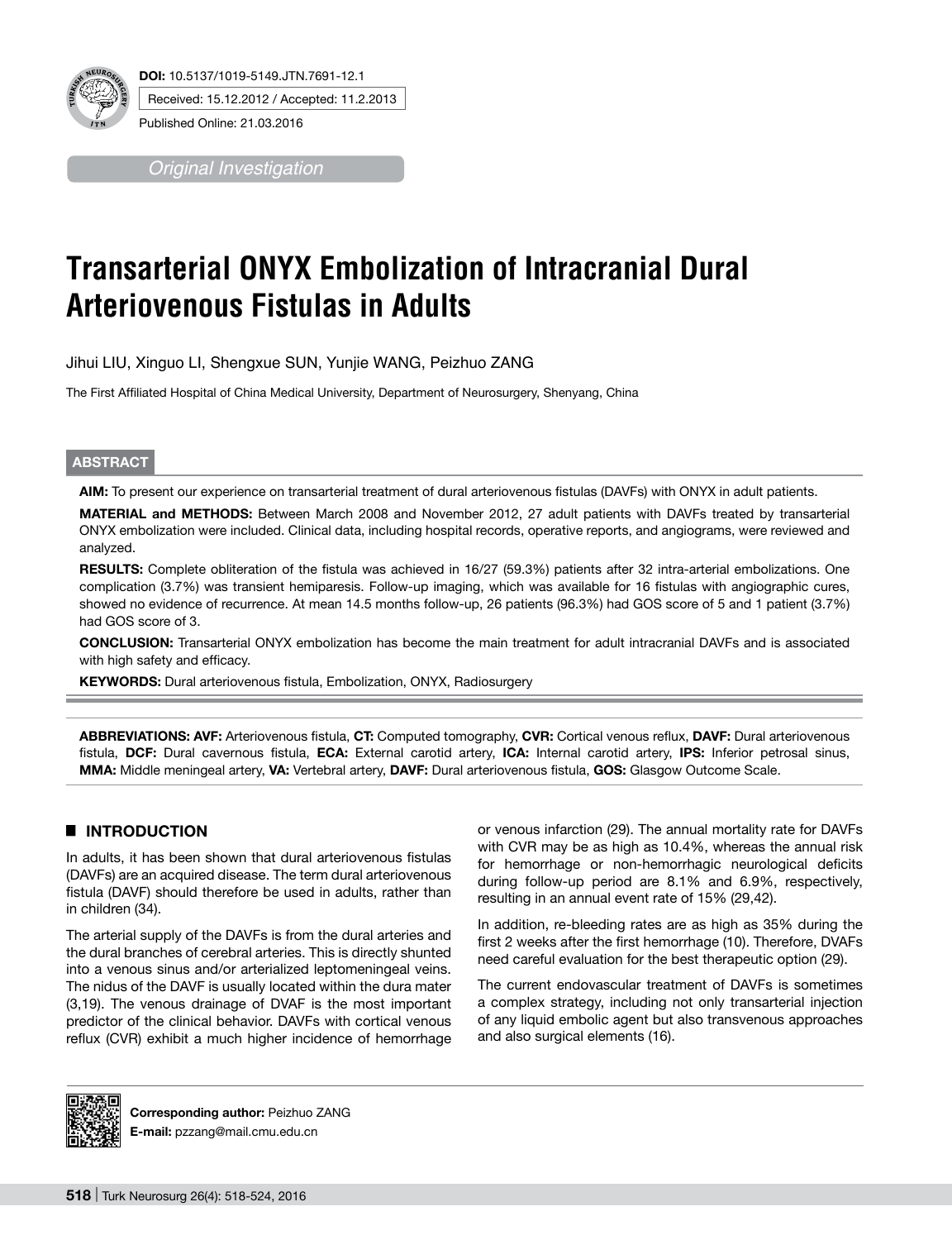DOI: 10.5137/1019-5149.JTN.7691-12.1

Received: 15.12.2012 / Accepted: 11.2.2013

Published Online: 21.03.2016

*Original Investigation*

# Transarterial ONYX Embolization of Intracranial Dural Arteriovenous Fistulas in Adults

Jihui LIU, Xinguo LI, Shengxue SUN, Yunjie WANG, Peizhuo ZANG

The First Affiliated Hospital of China Medical University, Department of Neurosurgery, Shenyang, China

## ABSTRACT

**AIM:** To present our experience on transarterial treatment of dural arteriovenous fistulas (DAVFs) with ONYX in adult patients.

**MATERIAL and METHODS:** Between March 2008 and November 2012, 27 adult patients with DAVFs treated by transarterial ONYX embolization were included. Clinical data, including hospital records, operative reports, and angiograms, were reviewed and analyzed.

**RESULTS:** Complete obliteration of the fistula was achieved in 16/27 (59.3%) patients after 32 intra-arterial embolizations. One complication (3.7%) was transient hemiparesis. Follow-up imaging, which was available for 16 fistulas with angiographic cures, showed no evidence of recurrence. At mean 14.5 months follow-up, 26 patients (96.3%) had GOS score of 5 and 1 patient (3.7%) had GOS score of 3.

**CONCLUSION:** Transarterial ONYX embolization has become the main treatment for adult intracranial DAVFs and is associated with high safety and efficacy.

**KEYWORDS:** Dural arteriovenous fistula, Embolization, ONYX, Radiosurgery

**ABBREVIATIONS: AVF:** Arteriovenous fistula, **CT:** Computed tomography, **CVR:** Cortical venous reflux, **DAVF:** Dural arteriovenous fistula, **DCF:** Dural cavernous fistula, **ECA:** External carotid artery, **ICA:** Internal carotid artery, **IPS:** Inferior petrosal sinus, **MMA:** Middle meningeal artery, **VA:** Vertebral artery, **DAVF:** Dural arteriovenous fistula, **GOS:** Glasgow Outcome Scale.

## INTRODUCTION

In adults, it has been shown that dural arteriovenous fistulas (DAVFs) are an acquired disease. The term dural arteriovenous fistula (DAVF) should therefore be used in adults, rather than in children (34).

The arterial supply of the DAVFs is from the dural arteries and the dural branches of cerebral arteries. This is directly shunted into a venous sinus and/or arterialized leptomeningeal veins. The nidus of the DAVF is usually located within the dura mater (3,19). The venous drainage of DVAF is the most important predictor of the clinical behavior. DAVFs with cortical venous reflux (CVR) exhibit a much higher incidence of hemorrhage or venous infarction (29). The annual mortality rate for DAVFs with CVR may be as high as 10.4%, whereas the annual risk for hemorrhage or non-hemorrhagic neurological deficits during follow-up period are 8.1% and 6.9%, respectively, resulting in an annual event rate of 15% (29,42).

In addition, re-bleeding rates are as high as 35% during the first 2 weeks after the first hemorrhage (10). Therefore, DVAFs need careful evaluation for the best therapeutic option (29).

The current endovascular treatment of DAVFs is sometimes a complex strategy, including not only transarterial injection of any liquid embolic agent but also transvenous approaches and also surgical elements (16).

**Corresponding author:** Peizhuo ZANG
**E-mail:** pzzang@mail.cmu.edu.cn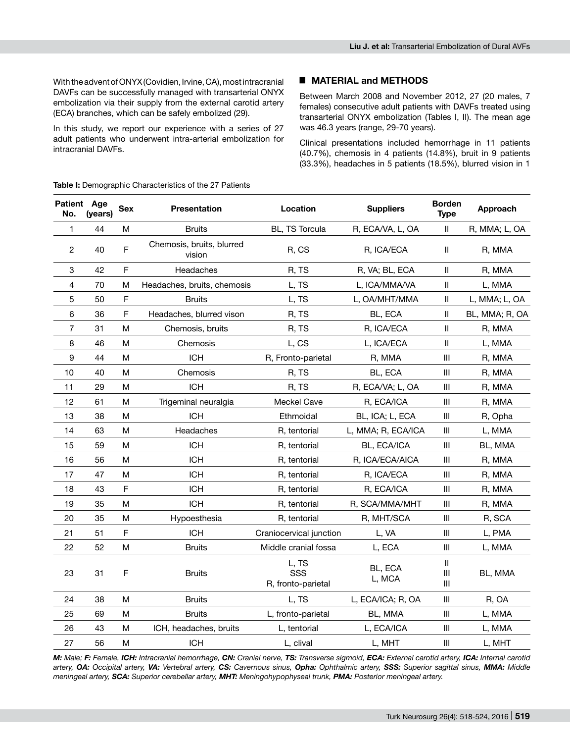With the advent of ONYX (Covidien, Irvine, CA), most intracranial DAVFs can be successfully managed with transarterial ONYX embolization via their supply from the external carotid artery (ECA) branches, which can be safely embolized (29).

In this study, we report our experience with a series of 27 adult patients who underwent intra-arterial embolization for intracranial DAVFs.

## ■ MATERIAL and METHODS

Between March 2008 and November 2012, 27 (20 males, 7 females) consecutive adult patients with DAVFs treated using transarterial ONYX embolization (Tables I, II). The mean age was 46.3 years (range, 29-70 years).

Clinical presentations included hemorrhage in 11 patients (40.7%), chemosis in 4 patients (14.8%), bruit in 9 patients (33.3%), headaches in 5 patients (18.5%), blurred vision in 1

**Table I:** Demographic Characteristics of the 27 Patients

| Patient No. | Age (years) | Sex | Presentation | Location | Suppliers | Borden Type | Approach |
|---|---|---|---|---|---|---|---|
| 1 | 44 | M | Bruits | BL, TS Torcula | R, ECA/VA, L, OA | II | R, MMA; L, OA |
| 2 | 40 | F | Chemosis, bruits, blurred vision | R, CS | R, ICA/ECA | II | R, MMA |
| 3 | 42 | F | Headaches | R, TS | R, VA; BL, ECA | II | R, MMA |
| 4 | 70 | M | Headaches, bruits, chemosis | L, TS | L, ICA/MMA/VA | II | L, MMA |
| 5 | 50 | F | Bruits | L, TS | L, OA/MHT/MMA | II | L, MMA; L, OA |
| 6 | 36 | F | Headaches, blurred vison | R, TS | BL, ECA | II | BL, MMA; R, OA |
| 7 | 31 | M | Chemosis, bruits | R, TS | R, ICA/ECA | II | R, MMA |
| 8 | 46 | M | Chemosis | L, CS | L, ICA/ECA | II | L, MMA |
| 9 | 44 | M | ICH | R, Fronto-parietal | R, MMA | III | R, MMA |
| 10 | 40 | M | Chemosis | R, TS | BL, ECA | III | R, MMA |
| 11 | 29 | M | ICH | R, TS | R, ECA/VA; L, OA | III | R, MMA |
| 12 | 61 | M | Trigeminal neuralgia | Meckel Cave | R, ECA/ICA | III | R, MMA |
| 13 | 38 | M | ICH | Ethmoidal | BL, ICA; L, ECA | III | R, Opha |
| 14 | 63 | M | Headaches | R, tentorial | L, MMA; R, ECA/ICA | III | L, MMA |
| 15 | 59 | M | ICH | R, tentorial | BL, ECA/ICA | III | BL, MMA |
| 16 | 56 | M | ICH | R, tentorial | R, ICA/ECA/AICA | III | R, MMA |
| 17 | 47 | M | ICH | R, tentorial | R, ICA/ECA | III | R, MMA |
| 18 | 43 | F | ICH | R, tentorial | R, ECA/ICA | III | R, MMA |
| 19 | 35 | M | ICH | R, tentorial | R, SCA/MMA/MHT | III | R, MMA |
| 20 | 35 | M | Hypoesthesia | R, tentorial | R, MHT/SCA | III | R, SCA |
| 21 | 51 | F | ICH | Craniocervical junction | L, VA | III | L, PMA |
| 22 | 52 | M | Bruits | Middle cranial fossa | L, ECA | III | L, MMA |
| 23 | 31 | F | Bruits | L, TS<br>SSS<br>R, fronto-parietal | BL, ECA<br>L, MCA | II<br>III<br>III | BL, MMA |
| 24 | 38 | M | Bruits | L, TS | L, ECA/ICA; R, OA | III | R, OA |
| 25 | 69 | M | Bruits | L, fronto-parietal | BL, MMA | III | L, MMA |
| 26 | 43 | M | ICH, headaches, bruits | L, tentorial | L, ECA/ICA | III | L, MMA |
| 27 | 56 | M | ICH | L, clival | L, MHT | III | L, MHT |

***M:** Male; **F:** Female, **ICH:** Intracranial hemorrhage, **CN:** Cranial nerve, **TS:** Transverse sigmoid, **ECA:** External carotid artery, **ICA:** Internal carotid artery, **OA:** Occipital artery, **VA:** Vertebral artery, **CS:** Cavernous sinus, **Opha:** Ophthalmic artery, **SSS:** Superior sagittal sinus, **MMA:** Middle meningeal artery, **SCA:** Superior cerebellar artery, **MHT:** Meningohypophyseal trunk, **PMA:** Posterior meningeal artery.*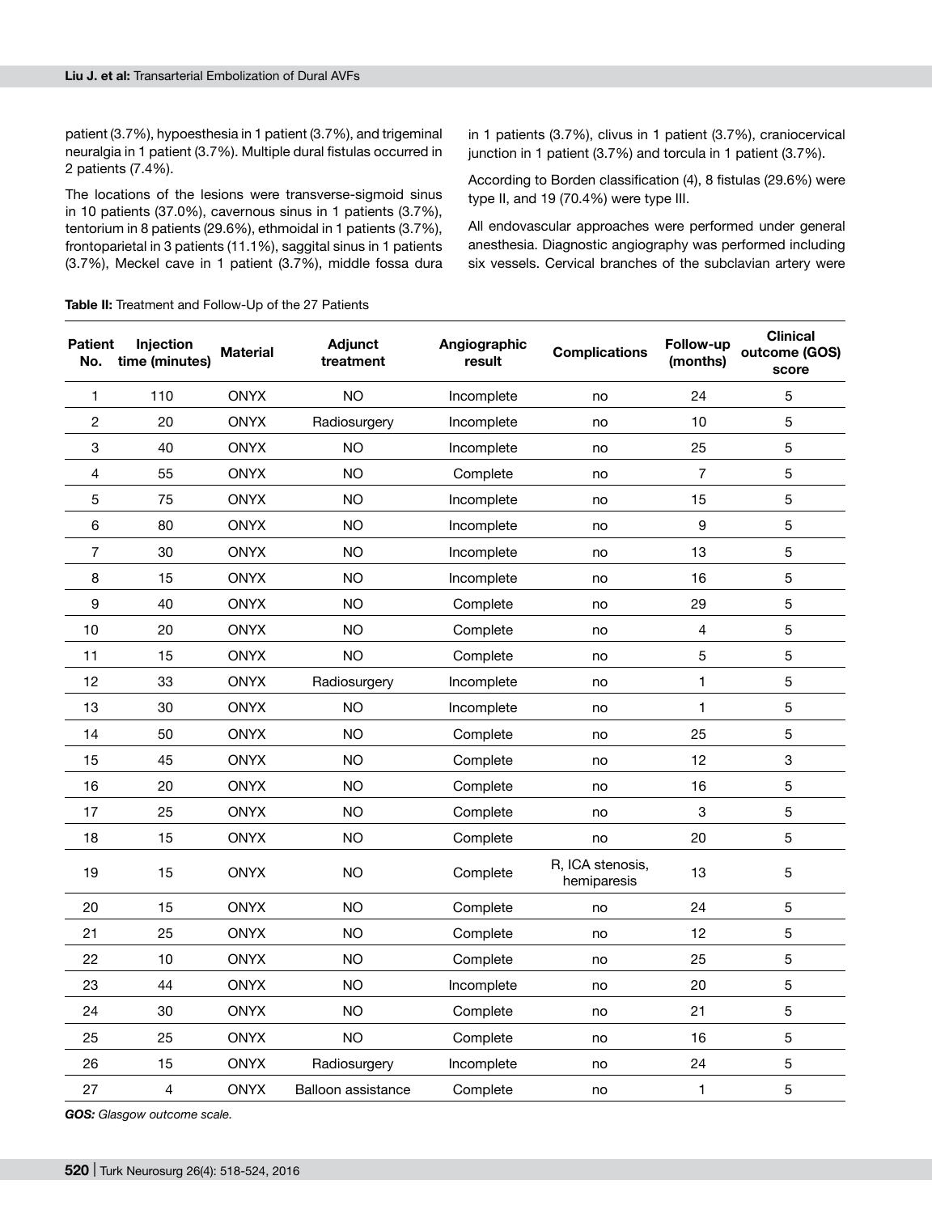patient (3.7%), hypoesthesia in 1 patient (3.7%), and trigeminal neuralgia in 1 patient (3.7%). Multiple dural fistulas occurred in 2 patients (7.4%).

The locations of the lesions were transverse-sigmoid sinus in 10 patients (37.0%), cavernous sinus in 1 patients (3.7%), tentorium in 8 patients (29.6%), ethmoidal in 1 patients (3.7%), frontoparietal in 3 patients (11.1%), saggital sinus in 1 patients (3.7%), Meckel cave in 1 patient (3.7%), middle fossa dura in 1 patients (3.7%), clivus in 1 patient (3.7%), craniocervical junction in 1 patient (3.7%) and torcula in 1 patient (3.7%).

According to Borden classification (4), 8 fistulas (29.6%) were type II, and 19 (70.4%) were type III.

All endovascular approaches were performed under general anesthesia. Diagnostic angiography was performed including six vessels. Cervical branches of the subclavian artery were

**Table II:** Treatment and Follow-Up of the 27 Patients

| Patient No. | Injection time (minutes) | Material | Adjunct treatment | Angiographic result | Complications | Follow-up (months) | Clinical outcome (GOS) score |
|---|---|---|---|---|---|---|---|
| 1 | 110 | ONYX | NO | Incomplete | no | 24 | 5 |
| 2 | 20 | ONYX | Radiosurgery | Incomplete | no | 10 | 5 |
| 3 | 40 | ONYX | NO | Incomplete | no | 25 | 5 |
| 4 | 55 | ONYX | NO | Complete | no | 7 | 5 |
| 5 | 75 | ONYX | NO | Incomplete | no | 15 | 5 |
| 6 | 80 | ONYX | NO | Incomplete | no | 9 | 5 |
| 7 | 30 | ONYX | NO | Incomplete | no | 13 | 5 |
| 8 | 15 | ONYX | NO | Incomplete | no | 16 | 5 |
| 9 | 40 | ONYX | NO | Complete | no | 29 | 5 |
| 10 | 20 | ONYX | NO | Complete | no | 4 | 5 |
| 11 | 15 | ONYX | NO | Complete | no | 5 | 5 |
| 12 | 33 | ONYX | Radiosurgery | Incomplete | no | 1 | 5 |
| 13 | 30 | ONYX | NO | Incomplete | no | 1 | 5 |
| 14 | 50 | ONYX | NO | Complete | no | 25 | 5 |
| 15 | 45 | ONYX | NO | Complete | no | 12 | 3 |
| 16 | 20 | ONYX | NO | Complete | no | 16 | 5 |
| 17 | 25 | ONYX | NO | Complete | no | 3 | 5 |
| 18 | 15 | ONYX | NO | Complete | no | 20 | 5 |
| 19 | 15 | ONYX | NO | Complete | R, ICA stenosis, hemiparesis | 13 | 5 |
| 20 | 15 | ONYX | NO | Complete | no | 24 | 5 |
| 21 | 25 | ONYX | NO | Complete | no | 12 | 5 |
| 22 | 10 | ONYX | NO | Complete | no | 25 | 5 |
| 23 | 44 | ONYX | NO | Incomplete | no | 20 | 5 |
| 24 | 30 | ONYX | NO | Complete | no | 21 | 5 |
| 25 | 25 | ONYX | NO | Complete | no | 16 | 5 |
| 26 | 15 | ONYX | Radiosurgery | Incomplete | no | 24 | 5 |
| 27 | 4 | ONYX | Balloon assistance | Complete | no | 1 | 5 |

***GOS:** Glasgow outcome scale.*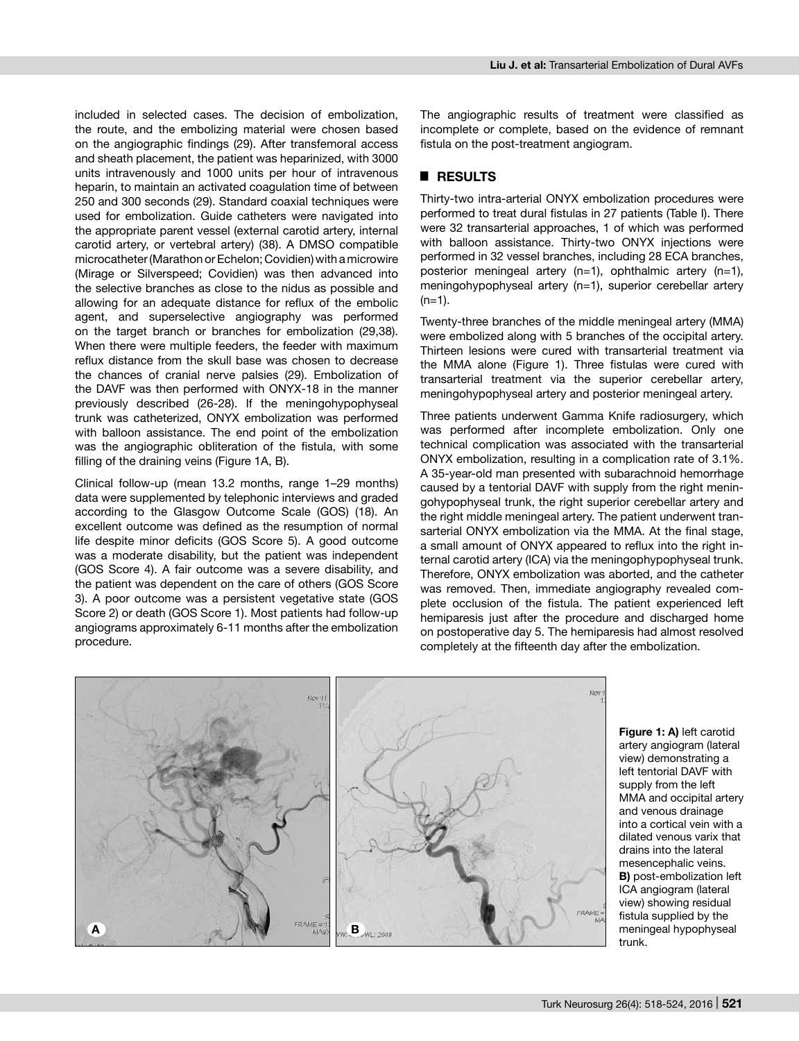included in selected cases. The decision of embolization, the route, and the embolizing material were chosen based on the angiographic findings (29). After transfemoral access and sheath placement, the patient was heparinized, with 3000 units intravenously and 1000 units per hour of intravenous heparin, to maintain an activated coagulation time of between 250 and 300 seconds (29). Standard coaxial techniques were used for embolization. Guide catheters were navigated into the appropriate parent vessel (external carotid artery, internal carotid artery, or vertebral artery) (38). A DMSO compatible microcatheter (Marathon or Echelon; Covidien) with a microwire (Mirage or Silverspeed; Covidien) was then advanced into the selective branches as close to the nidus as possible and allowing for an adequate distance for reflux of the embolic agent, and superselective angiography was performed on the target branch or branches for embolization (29,38). When there were multiple feeders, the feeder with maximum reflux distance from the skull base was chosen to decrease the chances of cranial nerve palsies (29). Embolization of the DAVF was then performed with ONYX-18 in the manner previously described (26-28). If the meningohypophyseal trunk was catheterized, ONYX embolization was performed with balloon assistance. The end point of the embolization was the angiographic obliteration of the fistula, with some filling of the draining veins (Figure 1A, B).

Clinical follow-up (mean 13.2 months, range 1–29 months) data were supplemented by telephonic interviews and graded according to the Glasgow Outcome Scale (GOS) (18). An excellent outcome was defined as the resumption of normal life despite minor deficits (GOS Score 5). A good outcome was a moderate disability, but the patient was independent (GOS Score 4). A fair outcome was a severe disability, and the patient was dependent on the care of others (GOS Score 3). A poor outcome was a persistent vegetative state (GOS Score 2) or death (GOS Score 1). Most patients had follow-up angiograms approximately 6-11 months after the embolization procedure.

The angiographic results of treatment were classified as incomplete or complete, based on the evidence of remnant fistula on the post-treatment angiogram.

## RESULTS

Thirty-two intra-arterial ONYX embolization procedures were performed to treat dural fistulas in 27 patients (Table I). There were 32 transarterial approaches, 1 of which was performed with balloon assistance. Thirty-two ONYX injections were performed in 32 vessel branches, including 28 ECA branches, posterior meningeal artery (n=1), ophthalmic artery (n=1), meningohypophyseal artery (n=1), superior cerebellar artery (n=1).

Twenty-three branches of the middle meningeal artery (MMA) were embolized along with 5 branches of the occipital artery. Thirteen lesions were cured with transarterial treatment via the MMA alone (Figure 1). Three fistulas were cured with transarterial treatment via the superior cerebellar artery, meningohypophyseal artery and posterior meningeal artery.

Three patients underwent Gamma Knife radiosurgery, which was performed after incomplete embolization. Only one technical complication was associated with the transarterial ONYX embolization, resulting in a complication rate of 3.1%. A 35-year-old man presented with subarachnoid hemorrhage caused by a tentorial DAVF with supply from the right meningohypophyseal trunk, the right superior cerebellar artery and the right middle meningeal artery. The patient underwent transarterial ONYX embolization via the MMA. At the final stage, a small amount of ONYX appeared to reflux into the right internal carotid artery (ICA) via the meningophypophyseal trunk. Therefore, ONYX embolization was aborted, and the catheter was removed. Then, immediate angiography revealed complete occlusion of the fistula. The patient experienced left hemiparesis just after the procedure and discharged home on postoperative day 5. The hemiparesis had almost resolved completely at the fifteenth day after the embolization.

**Figure 1: A)** left carotid artery angiogram (lateral view) demonstrating a left tentorial DAVF with supply from the left MMA and occipital artery and venous drainage into a cortical vein with a dilated venous varix that drains into the lateral mesencephalic veins. **B)** post-embolization left ICA angiogram (lateral view) showing residual fistula supplied by the meningeal hypophyseal trunk.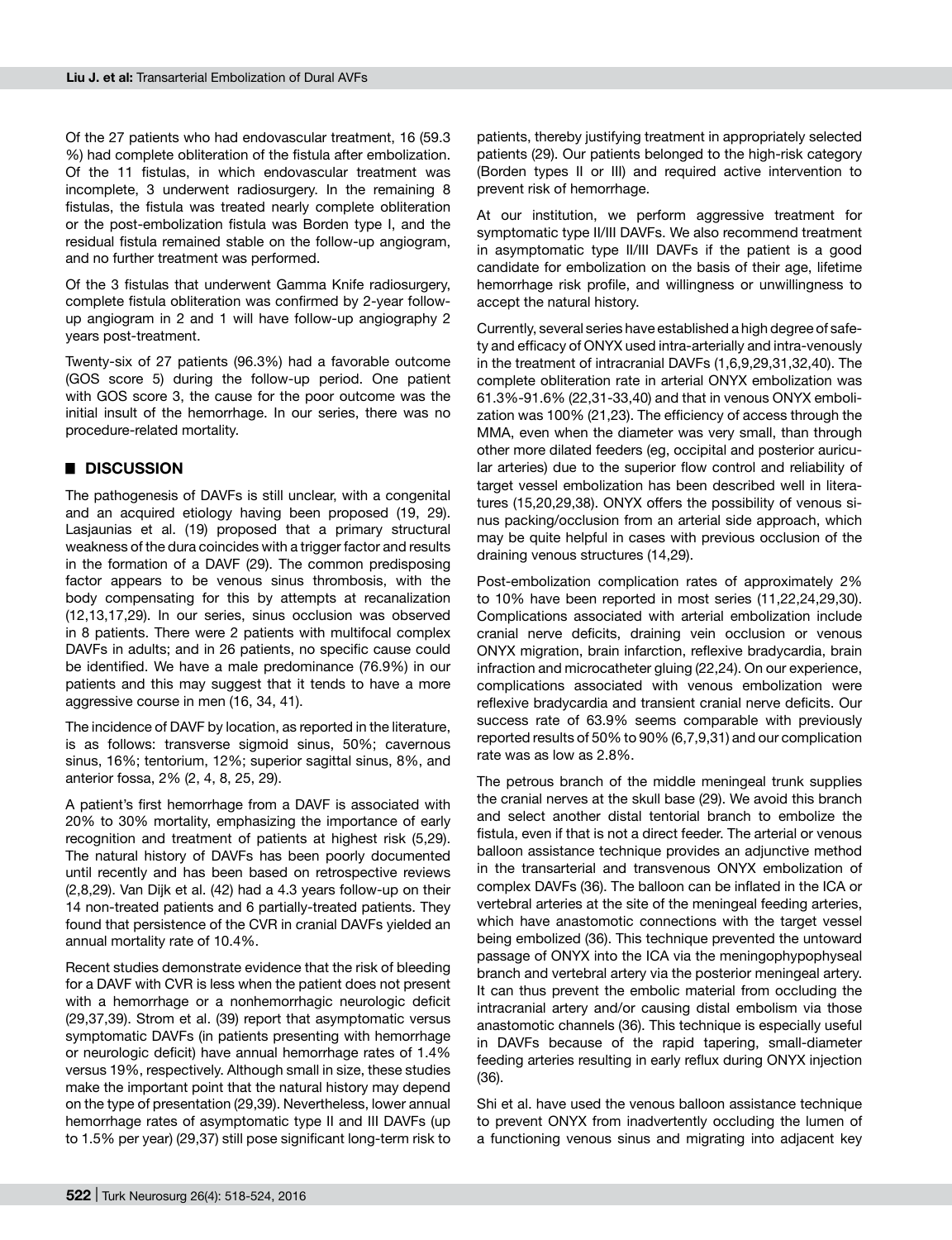Of the 27 patients who had endovascular treatment, 16 (59.3 %) had complete obliteration of the fistula after embolization. Of the 11 fistulas, in which endovascular treatment was incomplete, 3 underwent radiosurgery. In the remaining 8 fistulas, the fistula was treated nearly complete obliteration or the post-embolization fistula was Borden type I, and the residual fistula remained stable on the follow-up angiogram, and no further treatment was performed.

Of the 3 fistulas that underwent Gamma Knife radiosurgery, complete fistula obliteration was confirmed by 2-year follow-up angiogram in 2 and 1 will have follow-up angiography 2 years post-treatment.

Twenty-six of 27 patients (96.3%) had a favorable outcome (GOS score 5) during the follow-up period. One patient with GOS score 3, the cause for the poor outcome was the initial insult of the hemorrhage. In our series, there was no procedure-related mortality.

## DISCUSSION

The pathogenesis of DAVFs is still unclear, with a congenital and an acquired etiology having been proposed (19, 29). Lasjaunias et al. (19) proposed that a primary structural weakness of the dura coincides with a trigger factor and results in the formation of a DAVF (29). The common predisposing factor appears to be venous sinus thrombosis, with the body compensating for this by attempts at recanalization (12,13,17,29). In our series, sinus occlusion was observed in 8 patients. There were 2 patients with multifocal complex DAVFs in adults; and in 26 patients, no specific cause could be identified. We have a male predominance (76.9%) in our patients and this may suggest that it tends to have a more aggressive course in men (16, 34, 41).

The incidence of DAVF by location, as reported in the literature, is as follows: transverse sigmoid sinus, 50%; cavernous sinus, 16%; tentorium, 12%; superior sagittal sinus, 8%, and anterior fossa, 2% (2, 4, 8, 25, 29).

A patient's first hemorrhage from a DAVF is associated with 20% to 30% mortality, emphasizing the importance of early recognition and treatment of patients at highest risk (5,29). The natural history of DAVFs has been poorly documented until recently and has been based on retrospective reviews (2,8,29). Van Dijk et al. (42) had a 4.3 years follow-up on their 14 non-treated patients and 6 partially-treated patients. They found that persistence of the CVR in cranial DAVFs yielded an annual mortality rate of 10.4%.

Recent studies demonstrate evidence that the risk of bleeding for a DAVF with CVR is less when the patient does not present with a hemorrhage or a nonhemorrhagic neurologic deficit (29,37,39). Strom et al. (39) report that asymptomatic versus symptomatic DAVFs (in patients presenting with hemorrhage or neurologic deficit) have annual hemorrhage rates of 1.4% versus 19%, respectively. Although small in size, these studies make the important point that the natural history may depend on the type of presentation (29,39). Nevertheless, lower annual hemorrhage rates of asymptomatic type II and III DAVFs (up to 1.5% per year) (29,37) still pose significant long-term risk to patients, thereby justifying treatment in appropriately selected patients (29). Our patients belonged to the high-risk category (Borden types II or III) and required active intervention to prevent risk of hemorrhage.

At our institution, we perform aggressive treatment for symptomatic type II/III DAVFs. We also recommend treatment in asymptomatic type II/III DAVFs if the patient is a good candidate for embolization on the basis of their age, lifetime hemorrhage risk profile, and willingness or unwillingness to accept the natural history.

Currently, several series have established a high degree of safety and efficacy of ONYX used intra-arterially and intra-venously in the treatment of intracranial DAVFs (1,6,9,29,31,32,40). The complete obliteration rate in arterial ONYX embolization was 61.3%-91.6% (22,31-33,40) and that in venous ONYX embolization was 100% (21,23). The efficiency of access through the MMA, even when the diameter was very small, than through other more dilated feeders (eg, occipital and posterior auricular arteries) due to the superior flow control and reliability of target vessel embolization has been described well in literatures (15,20,29,38). ONYX offers the possibility of venous sinus packing/occlusion from an arterial side approach, which may be quite helpful in cases with previous occlusion of the draining venous structures (14,29).

Post-embolization complication rates of approximately 2% to 10% have been reported in most series (11,22,24,29,30). Complications associated with arterial embolization include cranial nerve deficits, draining vein occlusion or venous ONYX migration, brain infarction, reflexive bradycardia, brain infraction and microcatheter gluing (22,24). On our experience, complications associated with venous embolization were reflexive bradycardia and transient cranial nerve deficits. Our success rate of 63.9% seems comparable with previously reported results of 50% to 90% (6,7,9,31) and our complication rate was as low as 2.8%.

The petrous branch of the middle meningeal trunk supplies the cranial nerves at the skull base (29). We avoid this branch and select another distal tentorial branch to embolize the fistula, even if that is not a direct feeder. The arterial or venous balloon assistance technique provides an adjunctive method in the transarterial and transvenous ONYX embolization of complex DAVFs (36). The balloon can be inflated in the ICA or vertebral arteries at the site of the meningeal feeding arteries, which have anastomotic connections with the target vessel being embolized (36). This technique prevented the untoward passage of ONYX into the ICA via the meningophypophyseal branch and vertebral artery via the posterior meningeal artery. It can thus prevent the embolic material from occluding the intracranial artery and/or causing distal embolism via those anastomotic channels (36). This technique is especially useful in DAVFs because of the rapid tapering, small-diameter feeding arteries resulting in early reflux during ONYX injection (36).

Shi et al. have used the venous balloon assistance technique to prevent ONYX from inadvertently occluding the lumen of a functioning venous sinus and migrating into adjacent key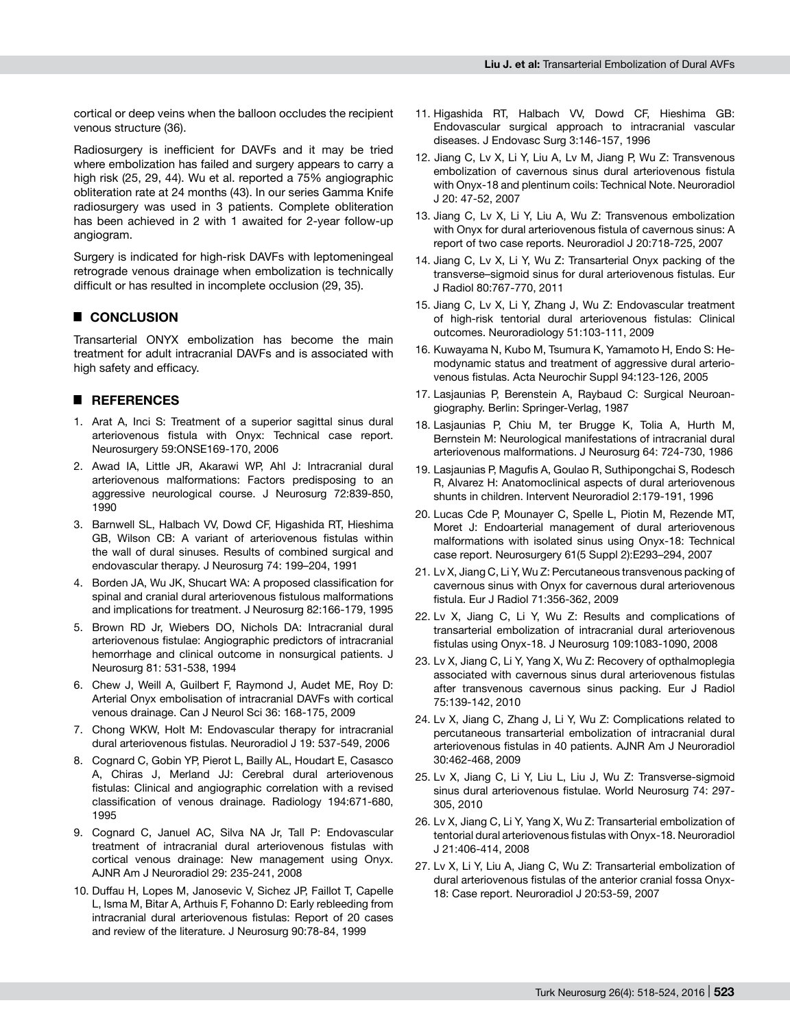cortical or deep veins when the balloon occludes the recipient venous structure (36).

Radiosurgery is inefficient for DAVFs and it may be tried where embolization has failed and surgery appears to carry a high risk (25, 29, 44). Wu et al. reported a 75% angiographic obliteration rate at 24 months (43). In our series Gamma Knife radiosurgery was used in 3 patients. Complete obliteration has been achieved in 2 with 1 awaited for 2-year follow-up angiogram.

Surgery is indicated for high-risk DAVFs with leptomeningeal retrograde venous drainage when embolization is technically difficult or has resulted in incomplete occlusion (29, 35).

## ■ CONCLUSION

Transarterial ONYX embolization has become the main treatment for adult intracranial DAVFs and is associated with high safety and efficacy.

## ■ REFERENCES

1. Arat A, Inci S: Treatment of a superior sagittal sinus dural arteriovenous fistula with Onyx: Technical case report. Neurosurgery 59:ONSE169-170, 2006
2. Awad IA, Little JR, Akarawi WP, Ahl J: Intracranial dural arteriovenous malformations: Factors predisposing to an aggressive neurological course. J Neurosurg 72:839-850, 1990
3. Barnwell SL, Halbach VV, Dowd CF, Higashida RT, Hieshima GB, Wilson CB: A variant of arteriovenous fistulas within the wall of dural sinuses. Results of combined surgical and endovascular therapy. J Neurosurg 74: 199–204, 1991
4. Borden JA, Wu JK, Shucart WA: A proposed classification for spinal and cranial dural arteriovenous fistulous malformations and implications for treatment. J Neurosurg 82:166-179, 1995
5. Brown RD Jr, Wiebers DO, Nichols DA: Intracranial dural arteriovenous fistulae: Angiographic predictors of intracranial hemorrhage and clinical outcome in nonsurgical patients. J Neurosurg 81: 531-538, 1994
6. Chew J, Weill A, Guilbert F, Raymond J, Audet ME, Roy D: Arterial Onyx embolisation of intracranial DAVFs with cortical venous drainage. Can J Neurol Sci 36: 168-175, 2009
7. Chong WKW, Holt M: Endovascular therapy for intracranial dural arteriovenous fistulas. Neuroradiol J 19: 537-549, 2006
8. Cognard C, Gobin YP, Pierot L, Bailly AL, Houdart E, Casasco A, Chiras J, Merland JJ: Cerebral dural arteriovenous fistulas: Clinical and angiographic correlation with a revised classification of venous drainage. Radiology 194:671-680, 1995
9. Cognard C, Januel AC, Silva NA Jr, Tall P: Endovascular treatment of intracranial dural arteriovenous fistulas with cortical venous drainage: New management using Onyx. AJNR Am J Neuroradiol 29: 235-241, 2008
10. Duffau H, Lopes M, Janosevic V, Sichez JP, Faillot T, Capelle L, Isma M, Bitar A, Arthuis F, Fohanno D: Early rebleeding from intracranial dural arteriovenous fistulas: Report of 20 cases and review of the literature. J Neurosurg 90:78-84, 1999
11. Higashida RT, Halbach VV, Dowd CF, Hieshima GB: Endovascular surgical approach to intracranial vascular diseases. J Endovasc Surg 3:146-157, 1996
12. Jiang C, Lv X, Li Y, Liu A, Lv M, Jiang P, Wu Z: Transvenous embolization of cavernous sinus dural arteriovenous fistula with Onyx-18 and plentinum coils: Technical Note. Neuroradiol J 20: 47-52, 2007
13. Jiang C, Lv X, Li Y, Liu A, Wu Z: Transvenous embolization with Onyx for dural arteriovenous fistula of cavernous sinus: A report of two case reports. Neuroradiol J 20:718-725, 2007
14. Jiang C, Lv X, Li Y, Wu Z: Transarterial Onyx packing of the transverse–sigmoid sinus for dural arteriovenous fistulas. Eur J Radiol 80:767-770, 2011
15. Jiang C, Lv X, Li Y, Zhang J, Wu Z: Endovascular treatment of high-risk tentorial dural arteriovenous fistulas: Clinical outcomes. Neuroradiology 51:103-111, 2009
16. Kuwayama N, Kubo M, Tsumura K, Yamamoto H, Endo S: Hemodynamic status and treatment of aggressive dural arteriovenous fistulas. Acta Neurochir Suppl 94:123-126, 2005
17. Lasjaunias P, Berenstein A, Raybaud C: Surgical Neuroangiography. Berlin: Springer-Verlag, 1987
18. Lasjaunias P, Chiu M, ter Brugge K, Tolia A, Hurth M, Bernstein M: Neurological manifestations of intracranial dural arteriovenous malformations. J Neurosurg 64: 724-730, 1986
19. Lasjaunias P, Magufis A, Goulao R, Suthipongchai S, Rodesch R, Alvarez H: Anatomoclinical aspects of dural arteriovenous shunts in children. Intervent Neuroradiol 2:179-191, 1996
20. Lucas Cde P, Mounayer C, Spelle L, Piotin M, Rezende MT, Moret J: Endoarterial management of dural arteriovenous malformations with isolated sinus using Onyx-18: Technical case report. Neurosurgery 61(5 Suppl 2):E293–294, 2007
21. Lv X, Jiang C, Li Y, Wu Z: Percutaneous transvenous packing of cavernous sinus with Onyx for cavernous dural arteriovenous fistula. Eur J Radiol 71:356-362, 2009
22. Lv X, Jiang C, Li Y, Wu Z: Results and complications of transarterial embolization of intracranial dural arteriovenous fistulas using Onyx-18. J Neurosurg 109:1083-1090, 2008
23. Lv X, Jiang C, Li Y, Yang X, Wu Z: Recovery of opthalmoplegia associated with cavernous sinus dural arteriovenous fistulas after transvenous cavernous sinus packing. Eur J Radiol 75:139-142, 2010
24. Lv X, Jiang C, Zhang J, Li Y, Wu Z: Complications related to percutaneous transarterial embolization of intracranial dural arteriovenous fistulas in 40 patients. AJNR Am J Neuroradiol 30:462-468, 2009
25. Lv X, Jiang C, Li Y, Liu L, Liu J, Wu Z: Transverse-sigmoid sinus dural arteriovenous fistulae. World Neurosurg 74: 297-305, 2010
26. Lv X, Jiang C, Li Y, Yang X, Wu Z: Transarterial embolization of tentorial dural arteriovenous fistulas with Onyx-18. Neuroradiol J 21:406-414, 2008
27. Lv X, Li Y, Liu A, Jiang C, Wu Z: Transarterial embolization of dural arteriovenous fistulas of the anterior cranial fossa Onyx-18: Case report. Neuroradiol J 20:53-59, 2007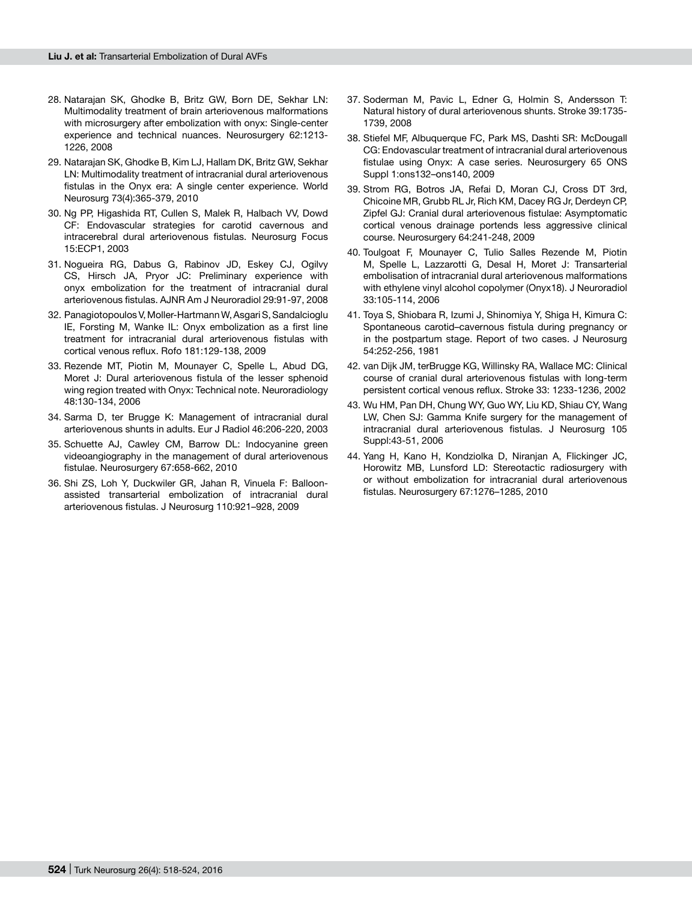28. Natarajan SK, Ghodke B, Britz GW, Born DE, Sekhar LN: Multimodality treatment of brain arteriovenous malformations with microsurgery after embolization with onyx: Single-center experience and technical nuances. Neurosurgery 62:1213-1226, 2008
29. Natarajan SK, Ghodke B, Kim LJ, Hallam DK, Britz GW, Sekhar LN: Multimodality treatment of intracranial dural arteriovenous fistulas in the Onyx era: A single center experience. World Neurosurg 73(4):365-379, 2010
30. Ng PP, Higashida RT, Cullen S, Malek R, Halbach VV, Dowd CF: Endovascular strategies for carotid cavernous and intracerebral dural arteriovenous fistulas. Neurosurg Focus 15:ECP1, 2003
31. Nogueira RG, Dabus G, Rabinov JD, Eskey CJ, Ogilvy CS, Hirsch JA, Pryor JC: Preliminary experience with onyx embolization for the treatment of intracranial dural arteriovenous fistulas. AJNR Am J Neuroradiol 29:91-97, 2008
32. Panagiotopoulos V, Moller-Hartmann W, Asgari S, Sandalcioglu IE, Forsting M, Wanke IL: Onyx embolization as a first line treatment for intracranial dural arteriovenous fistulas with cortical venous reflux. Rofo 181:129-138, 2009
33. Rezende MT, Piotin M, Mounayer C, Spelle L, Abud DG, Moret J: Dural arteriovenous fistula of the lesser sphenoid wing region treated with Onyx: Technical note. Neuroradiology 48:130-134, 2006
34. Sarma D, ter Brugge K: Management of intracranial dural arteriovenous shunts in adults. Eur J Radiol 46:206-220, 2003
35. Schuette AJ, Cawley CM, Barrow DL: Indocyanine green videoangiography in the management of dural arteriovenous fistulae. Neurosurgery 67:658-662, 2010
36. Shi ZS, Loh Y, Duckwiler GR, Jahan R, Vinuela F: Balloon-assisted transarterial embolization of intracranial dural arteriovenous fistulas. J Neurosurg 110:921–928, 2009
37. Soderman M, Pavic L, Edner G, Holmin S, Andersson T: Natural history of dural arteriovenous shunts. Stroke 39:1735-1739, 2008
38. Stiefel MF, Albuquerque FC, Park MS, Dashti SR: McDougall CG: Endovascular treatment of intracranial dural arteriovenous fistulae using Onyx: A case series. Neurosurgery 65 ONS Suppl 1:ons132–ons140, 2009
39. Strom RG, Botros JA, Refai D, Moran CJ, Cross DT 3rd, Chicoine MR, Grubb RL Jr, Rich KM, Dacey RG Jr, Derdeyn CP, Zipfel GJ: Cranial dural arteriovenous fistulae: Asymptomatic cortical venous drainage portends less aggressive clinical course. Neurosurgery 64:241-248, 2009
40. Toulgoat F, Mounayer C, Tulio Salles Rezende M, Piotin M, Spelle L, Lazzarotti G, Desal H, Moret J: Transarterial embolisation of intracranial dural arteriovenous malformations with ethylene vinyl alcohol copolymer (Onyx18). J Neuroradiol 33:105-114, 2006
41. Toya S, Shiobara R, Izumi J, Shinomiya Y, Shiga H, Kimura C: Spontaneous carotid–cavernous fistula during pregnancy or in the postpartum stage. Report of two cases. J Neurosurg 54:252-256, 1981
42. van Dijk JM, terBrugge KG, Willinsky RA, Wallace MC: Clinical course of cranial dural arteriovenous fistulas with long-term persistent cortical venous reflux. Stroke 33: 1233-1236, 2002
43. Wu HM, Pan DH, Chung WY, Guo WY, Liu KD, Shiau CY, Wang LW, Chen SJ: Gamma Knife surgery for the management of intracranial dural arteriovenous fistulas. J Neurosurg 105 Suppl:43-51, 2006
44. Yang H, Kano H, Kondziolka D, Niranjan A, Flickinger JC, Horowitz MB, Lunsford LD: Stereotactic radiosurgery with or without embolization for intracranial dural arteriovenous fistulas. Neurosurgery 67:1276–1285, 2010